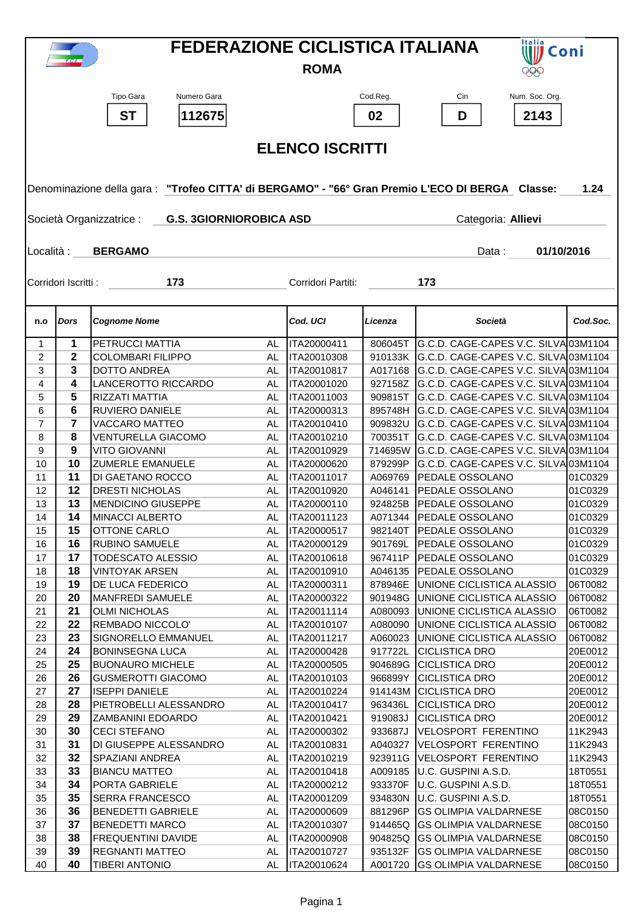# FEDERAZIONE CICLISTICA ITALIANA

**ROMA**

| Tipo Gara | Numero Gara | Cod.Reg. | Cin | Num. Soc. Org. |
|---|---|---|---|---|
| **ST** | **112675** | **02** | **D** | **2143** |

## ELENCO ISCRITTI

Denominazione della gara : **"Trofeo CITTA' di BERGAMO" - "66° Gran Premio L'ECO DI BERGA** **Classe:** **1.24**

Società Organizzatrice : **G.S. 3GIORNIOROBICA ASD** Categoria: **Allievi**

Località : **BERGAMO** Data : **01/10/2016**

Corridori Iscritti : **173** Corridori Partiti: **173**

| n.o | *Dors* | *Cognome Nome* | | *Cod. UCI* | *Licenza* | *Società* | *Cod.Soc.* |
|---|---|---|---|---|---|---|---|
| 1 | **1** | PETRUCCI MATTIA | AL | ITA20000411 | 806045T | G.C.D. CAGE-CAPES V.C. SILVA | 03M1104 |
| 2 | **2** | COLOMBARI FILIPPO | AL | ITA20010308 | 910133K | G.C.D. CAGE-CAPES V.C. SILVA | 03M1104 |
| 3 | **3** | DOTTO ANDREA | AL | ITA20010817 | A017168 | G.C.D. CAGE-CAPES V.C. SILVA | 03M1104 |
| 4 | **4** | LANCEROTTO RICCARDO | AL | ITA20001020 | 927158Z | G.C.D. CAGE-CAPES V.C. SILVA | 03M1104 |
| 5 | **5** | RIZZATI MATTIA | AL | ITA20011003 | 909815T | G.C.D. CAGE-CAPES V.C. SILVA | 03M1104 |
| 6 | **6** | RUVIERO DANIELE | AL | ITA20000313 | 895748H | G.C.D. CAGE-CAPES V.C. SILVA | 03M1104 |
| 7 | **7** | VACCARO MATTEO | AL | ITA20010410 | 909832U | G.C.D. CAGE-CAPES V.C. SILVA | 03M1104 |
| 8 | **8** | VENTURELLA GIACOMO | AL | ITA20010210 | 700351T | G.C.D. CAGE-CAPES V.C. SILVA | 03M1104 |
| 9 | **9** | VITO GIOVANNI | AL | ITA20010929 | 714695W | G.C.D. CAGE-CAPES V.C. SILVA | 03M1104 |
| 10 | **10** | ZUMERLE EMANUELE | AL | ITA20000620 | 879299P | G.C.D. CAGE-CAPES V.C. SILVA | 03M1104 |
| 11 | **11** | DI GAETANO ROCCO | AL | ITA20011017 | A069769 | PEDALE OSSOLANO | 01C0329 |
| 12 | **12** | DRESTI NICHOLAS | AL | ITA20010920 | A046141 | PEDALE OSSOLANO | 01C0329 |
| 13 | **13** | MENDICINO GIUSEPPE | AL | ITA20000110 | 924825B | PEDALE OSSOLANO | 01C0329 |
| 14 | **14** | MINACCI ALBERTO | AL | ITA20011123 | A071344 | PEDALE OSSOLANO | 01C0329 |
| 15 | **15** | OTTONE CARLO | AL | ITA20000517 | 982140T | PEDALE OSSOLANO | 01C0329 |
| 16 | **16** | RUBINO SAMUELE | AL | ITA20000129 | 901769L | PEDALE OSSOLANO | 01C0329 |
| 17 | **17** | TODESCATO ALESSIO | AL | ITA20010618 | 967411P | PEDALE OSSOLANO | 01C0329 |
| 18 | **18** | VINTOYAK ARSEN | AL | ITA20010910 | A046135 | PEDALE OSSOLANO | 01C0329 |
| 19 | **19** | DE LUCA FEDERICO | AL | ITA20000311 | 878946E | UNIONE CICLISTICA ALASSIO | 06T0082 |
| 20 | **20** | MANFREDI SAMUELE | AL | ITA20000322 | 901948G | UNIONE CICLISTICA ALASSIO | 06T0082 |
| 21 | **21** | OLMI NICHOLAS | AL | ITA20011114 | A080093 | UNIONE CICLISTICA ALASSIO | 06T0082 |
| 22 | **22** | REMBADO NICCOLO' | AL | ITA20010107 | A080090 | UNIONE CICLISTICA ALASSIO | 06T0082 |
| 23 | **23** | SIGNORELLO EMMANUEL | AL | ITA20011217 | A060023 | UNIONE CICLISTICA ALASSIO | 06T0082 |
| 24 | **24** | BONINSEGNA LUCA | AL | ITA20000428 | 917722L | CICLISTICA DRO | 20E0012 |
| 25 | **25** | BUONAURO MICHELE | AL | ITA20000505 | 904689G | CICLISTICA DRO | 20E0012 |
| 26 | **26** | GUSMEROTTI GIACOMO | AL | ITA20010103 | 966899Y | CICLISTICA DRO | 20E0012 |
| 27 | **27** | ISEPPI DANIELE | AL | ITA20010224 | 914143M | CICLISTICA DRO | 20E0012 |
| 28 | **28** | PIETROBELLI ALESSANDRO | AL | ITA20010417 | 963436L | CICLISTICA DRO | 20E0012 |
| 29 | **29** | ZAMBANINI EDOARDO | AL | ITA20010421 | 919083J | CICLISTICA DRO | 20E0012 |
| 30 | **30** | CECI STEFANO | AL | ITA20000302 | 933687J | VELOSPORT FERENTINO | 11K2943 |
| 31 | **31** | DI GIUSEPPE ALESSANDRO | AL | ITA20010831 | A040327 | VELOSPORT FERENTINO | 11K2943 |
| 32 | **32** | SPAZIANI ANDREA | AL | ITA20010219 | 923911G | VELOSPORT FERENTINO | 11K2943 |
| 33 | **33** | BIANCU MATTEO | AL | ITA20010418 | A009185 | U.C. GUSPINI A.S.D. | 18T0551 |
| 34 | **34** | PORTA GABRIELE | AL | ITA20000212 | 933370F | U.C. GUSPINI A.S.D. | 18T0551 |
| 35 | **35** | SERRA FRANCESCO | AL | ITA20001209 | 934830N | U.C. GUSPINI A.S.D. | 18T0551 |
| 36 | **36** | BENEDETTI GABRIELE | AL | ITA20000609 | 881296P | GS OLIMPIA VALDARNESE | 08C0150 |
| 37 | **37** | BENEDETTI MARCO | AL | ITA20010307 | 914465Q | GS OLIMPIA VALDARNESE | 08C0150 |
| 38 | **38** | FREQUENTINI DAVIDE | AL | ITA20000908 | 904825Q | GS OLIMPIA VALDARNESE | 08C0150 |
| 39 | **39** | REGNANTI MATTEO | AL | ITA20010727 | 935132F | GS OLIMPIA VALDARNESE | 08C0150 |
| 40 | **40** | TIBERI ANTONIO | AL | ITA20010624 | A001720 | GS OLIMPIA VALDARNESE | 08C0150 |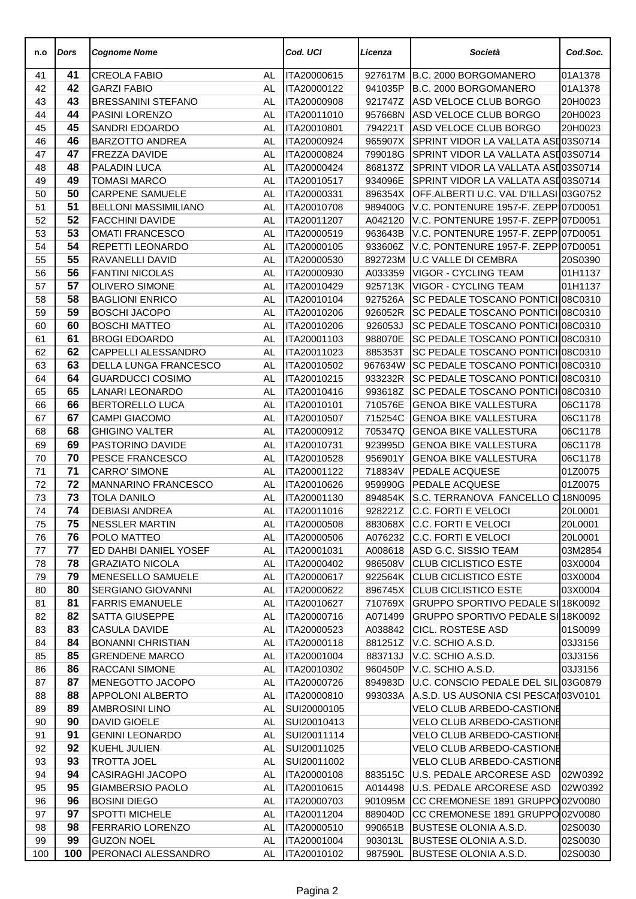| n.o | Dors | Cognome Nome | | Cod. UCI | Licenza | Società | Cod.Soc. |
|---|---|---|---|---|---|---|---|
| 41 | 41 | CREOLA FABIO | AL | ITA20000615 | 927617M | B.C. 2000 BORGOMANERO | 01A1378 |
| 42 | 42 | GARZI FABIO | AL | ITA20000122 | 941035P | B.C. 2000 BORGOMANERO | 01A1378 |
| 43 | 43 | BRESSANINI STEFANO | AL | ITA20000908 | 921747Z | ASD VELOCE CLUB BORGO | 20H0023 |
| 44 | 44 | PASINI LORENZO | AL | ITA20011010 | 957668N | ASD VELOCE CLUB BORGO | 20H0023 |
| 45 | 45 | SANDRI EDOARDO | AL | ITA20010801 | 794221T | ASD VELOCE CLUB BORGO | 20H0023 |
| 46 | 46 | BARZOTTO ANDREA | AL | ITA20000924 | 965907X | SPRINT VIDOR LA VALLATA ASD | 03S0714 |
| 47 | 47 | FREZZA DAVIDE | AL | ITA20000824 | 799018G | SPRINT VIDOR LA VALLATA ASD | 03S0714 |
| 48 | 48 | PALADIN LUCA | AL | ITA20000424 | 868137Z | SPRINT VIDOR LA VALLATA ASD | 03S0714 |
| 49 | 49 | TOMASI MARCO | AL | ITA20010517 | 934096E | SPRINT VIDOR LA VALLATA ASD | 03S0714 |
| 50 | 50 | CARPENE SAMUELE | AL | ITA20000331 | 896354X | OFF.ALBERTI U.C. VAL D'ILLASI | 03G0752 |
| 51 | 51 | BELLONI MASSIMILIANO | AL | ITA20010708 | 989400G | V.C. PONTENURE 1957-F. ZEPPI | 07D0051 |
| 52 | 52 | FACCHINI DAVIDE | AL | ITA20011207 | A042120 | V.C. PONTENURE 1957-F. ZEPPI | 07D0051 |
| 53 | 53 | OMATI FRANCESCO | AL | ITA20000519 | 963643B | V.C. PONTENURE 1957-F. ZEPPI | 07D0051 |
| 54 | 54 | REPETTI LEONARDO | AL | ITA20000105 | 933606Z | V.C. PONTENURE 1957-F. ZEPPI | 07D0051 |
| 55 | 55 | RAVANELLI DAVID | AL | ITA20000530 | 892723M | U.C VALLE DI CEMBRA | 20S0390 |
| 56 | 56 | FANTINI NICOLAS | AL | ITA20000930 | A033359 | VIGOR - CYCLING TEAM | 01H1137 |
| 57 | 57 | OLIVERO SIMONE | AL | ITA20010429 | 925713K | VIGOR - CYCLING TEAM | 01H1137 |
| 58 | 58 | BAGLIONI ENRICO | AL | ITA20010104 | 927526A | SC PEDALE TOSCANO PONTICI | 08C0310 |
| 59 | 59 | BOSCHI JACOPO | AL | ITA20010206 | 926052R | SC PEDALE TOSCANO PONTICI | 08C0310 |
| 60 | 60 | BOSCHI MATTEO | AL | ITA20010206 | 926053J | SC PEDALE TOSCANO PONTICI | 08C0310 |
| 61 | 61 | BROGI EDOARDO | AL | ITA20001103 | 988070E | SC PEDALE TOSCANO PONTICI | 08C0310 |
| 62 | 62 | CAPPELLI ALESSANDRO | AL | ITA20011023 | 885353T | SC PEDALE TOSCANO PONTICI | 08C0310 |
| 63 | 63 | DELLA LUNGA FRANCESCO | AL | ITA20010502 | 967634W | SC PEDALE TOSCANO PONTICI | 08C0310 |
| 64 | 64 | GUARDUCCI COSIMO | AL | ITA20010215 | 933232R | SC PEDALE TOSCANO PONTICI | 08C0310 |
| 65 | 65 | LANARI LEONARDO | AL | ITA20010416 | 993618Z | SC PEDALE TOSCANO PONTICI | 08C0310 |
| 66 | 66 | BERTORELLO LUCA | AL | ITA20010101 | 710576E | GENOA BIKE VALLESTURA | 06C1178 |
| 67 | 67 | CAMPI GIACOMO | AL | ITA20010507 | 715254C | GENOA BIKE VALLESTURA | 06C1178 |
| 68 | 68 | GHIGINO VALTER | AL | ITA20000912 | 705347Q | GENOA BIKE VALLESTURA | 06C1178 |
| 69 | 69 | PASTORINO DAVIDE | AL | ITA20010731 | 923995D | GENOA BIKE VALLESTURA | 06C1178 |
| 70 | 70 | PESCE FRANCESCO | AL | ITA20010528 | 956901Y | GENOA BIKE VALLESTURA | 06C1178 |
| 71 | 71 | CARRO' SIMONE | AL | ITA20001122 | 718834V | PEDALE ACQUESE | 01Z0075 |
| 72 | 72 | MANNARINO FRANCESCO | AL | ITA20010626 | 959990G | PEDALE ACQUESE | 01Z0075 |
| 73 | 73 | TOLA DANILO | AL | ITA20001130 | 894854K | S.C. TERRANOVA FANCELLO C | 18N0095 |
| 74 | 74 | DEBIASI ANDREA | AL | ITA20011016 | 928221Z | C.C. FORTI E VELOCI | 20L0001 |
| 75 | 75 | NESSLER MARTIN | AL | ITA20000508 | 883068X | C.C. FORTI E VELOCI | 20L0001 |
| 76 | 76 | POLO MATTEO | AL | ITA20000506 | A076232 | C.C. FORTI E VELOCI | 20L0001 |
| 77 | 77 | ED DAHBI DANIEL YOSEF | AL | ITA20001031 | A008618 | ASD G.C. SISSIO TEAM | 03M2854 |
| 78 | 78 | GRAZIATO NICOLA | AL | ITA20000402 | 986508V | CLUB CICLISTICO ESTE | 03X0004 |
| 79 | 79 | MENESELLO SAMUELE | AL | ITA20000617 | 922564K | CLUB CICLISTICO ESTE | 03X0004 |
| 80 | 80 | SERGIANO GIOVANNI | AL | ITA20000622 | 896745X | CLUB CICLISTICO ESTE | 03X0004 |
| 81 | 81 | FARRIS EMANUELE | AL | ITA20010627 | 710769X | GRUPPO SPORTIVO PEDALE SI | 18K0092 |
| 82 | 82 | SATTA GIUSEPPE | AL | ITA20000716 | A071499 | GRUPPO SPORTIVO PEDALE SI | 18K0092 |
| 83 | 83 | CASULA DAVIDE | AL | ITA20000523 | A038842 | CICL. ROSTESE ASD | 01S0099 |
| 84 | 84 | BONANNI CHRISTIAN | AL | ITA20000118 | 881251Z | V.C. SCHIO A.S.D. | 03J3156 |
| 85 | 85 | GRENDENE MARCO | AL | ITA20001004 | 883713J | V.C. SCHIO A.S.D. | 03J3156 |
| 86 | 86 | RACCANI SIMONE | AL | ITA20010302 | 960450P | V.C. SCHIO A.S.D. | 03J3156 |
| 87 | 87 | MENEGOTTO JACOPO | AL | ITA20000726 | 894983D | U.C. CONSCIO PEDALE DEL SIL | 03G0879 |
| 88 | 88 | APPOLONI ALBERTO | AL | ITA20000810 | 993033A | A.S.D. US AUSONIA CSI PESCAN | 03V0101 |
| 89 | 89 | AMBROSINI LINO | AL | SUI20000105 | | VELO CLUB ARBEDO-CASTIONE | |
| 90 | 90 | DAVID GIOELE | AL | SUI20010413 | | VELO CLUB ARBEDO-CASTIONE | |
| 91 | 91 | GENINI LEONARDO | AL | SUI20011114 | | VELO CLUB ARBEDO-CASTIONE | |
| 92 | 92 | KUEHL JULIEN | AL | SUI20011025 | | VELO CLUB ARBEDO-CASTIONE | |
| 93 | 93 | TROTTA JOEL | AL | SUI20011002 | | VELO CLUB ARBEDO-CASTIONE | |
| 94 | 94 | CASIRAGHI JACOPO | AL | ITA20000108 | 883515C | U.S. PEDALE ARCORESE ASD | 02W0392 |
| 95 | 95 | GIAMBERSIO PAOLO | AL | ITA20010615 | A014498 | U.S. PEDALE ARCORESE ASD | 02W0392 |
| 96 | 96 | BOSINI DIEGO | AL | ITA20000703 | 901095M | CC CREMONESE 1891 GRUPPO | 02V0080 |
| 97 | 97 | SPOTTI MICHELE | AL | ITA20011204 | 889040D | CC CREMONESE 1891 GRUPPO | 02V0080 |
| 98 | 98 | FERRARIO LORENZO | AL | ITA20000510 | 990651B | BUSTESE OLONIA A.S.D. | 02S0030 |
| 99 | 99 | GUZON NOEL | AL | ITA20001004 | 903013L | BUSTESE OLONIA A.S.D. | 02S0030 |
| 100 | 100 | PERONACI ALESSANDRO | AL | ITA20010102 | 987590L | BUSTESE OLONIA A.S.D. | 02S0030 |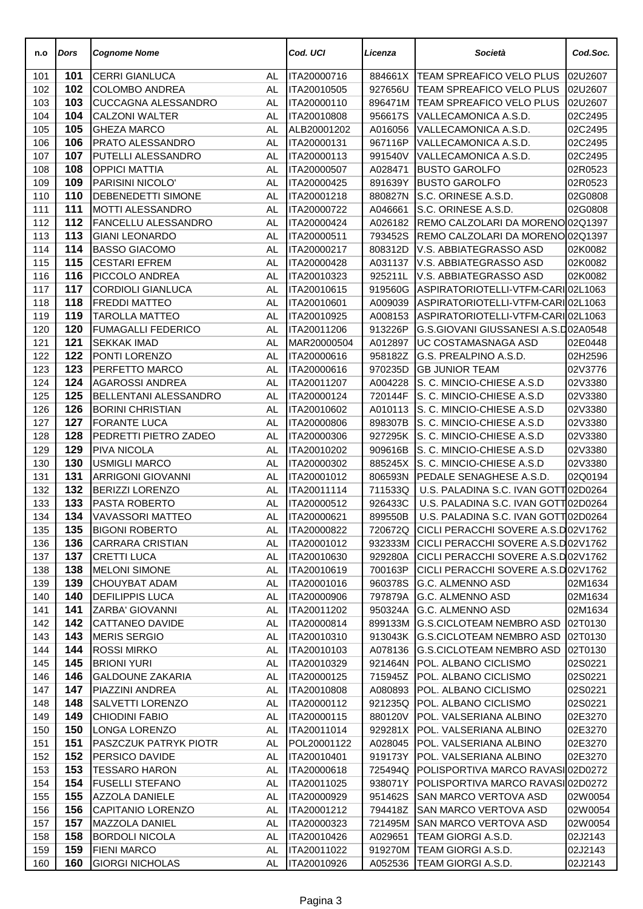| n.o | Dors | Cognome Nome | | Cod. UCI | Licenza | Società | Cod.Soc. |
|---|---|---|---|---|---|---|---|
| 101 | **101** | CERRI GIANLUCA | AL | ITA20000716 | 884661X | TEAM SPREAFICO VELO PLUS | 02U2607 |
| 102 | **102** | COLOMBO ANDREA | AL | ITA20010505 | 927656U | TEAM SPREAFICO VELO PLUS | 02U2607 |
| 103 | **103** | CUCCAGNA ALESSANDRO | AL | ITA20000110 | 896471M | TEAM SPREAFICO VELO PLUS | 02U2607 |
| 104 | **104** | CALZONI WALTER | AL | ITA20010808 | 956617S | VALLECAMONICA A.S.D. | 02C2495 |
| 105 | **105** | GHEZA MARCO | AL | ALB20001202 | A016056 | VALLECAMONICA A.S.D. | 02C2495 |
| 106 | **106** | PRATO ALESSANDRO | AL | ITA20000131 | 967116P | VALLECAMONICA A.S.D. | 02C2495 |
| 107 | **107** | PUTELLI ALESSANDRO | AL | ITA20000113 | 991540V | VALLECAMONICA A.S.D. | 02C2495 |
| 108 | **108** | OPPICI MATTIA | AL | ITA20000507 | A028471 | BUSTO GAROLFO | 02R0523 |
| 109 | **109** | PARISINI NICOLO' | AL | ITA20000425 | 891639Y | BUSTO GAROLFO | 02R0523 |
| 110 | **110** | DEBENEDETTI SIMONE | AL | ITA20001218 | 880827N | S.C. ORINESE A.S.D. | 02G0808 |
| 111 | **111** | MOTTI ALESSANDRO | AL | ITA20000722 | A046661 | S.C. ORINESE A.S.D. | 02G0808 |
| 112 | **112** | FANCELLU ALESSANDRO | AL | ITA20000424 | A026182 | REMO CALZOLARI DA MORENO | 02Q1397 |
| 113 | **113** | GIANI LEONARDO | AL | ITA20000511 | 793452S | REMO CALZOLARI DA MORENO | 02Q1397 |
| 114 | **114** | BASSO GIACOMO | AL | ITA20000217 | 808312D | V.S. ABBIATEGRASSO ASD | 02K0082 |
| 115 | **115** | CESTARI EFREM | AL | ITA20000428 | A031137 | V.S. ABBIATEGRASSO ASD | 02K0082 |
| 116 | **116** | PICCOLO ANDREA | AL | ITA20010323 | 925211L | V.S. ABBIATEGRASSO ASD | 02K0082 |
| 117 | **117** | CORDIOLI GIANLUCA | AL | ITA20010615 | 919560G | ASPIRATORIOTELLI-VTFM-CARI | 02L1063 |
| 118 | **118** | FREDDI MATTEO | AL | ITA20010601 | A009039 | ASPIRATORIOTELLI-VTFM-CARI | 02L1063 |
| 119 | **119** | TAROLLA MATTEO | AL | ITA20010925 | A008153 | ASPIRATORIOTELLI-VTFM-CARI | 02L1063 |
| 120 | **120** | FUMAGALLI FEDERICO | AL | ITA20011206 | 913226P | G.S.GIOVANI GIUSSANESI A.S.D | 02A0548 |
| 121 | **121** | SEKKAK IMAD | AL | MAR20000504 | A012897 | UC COSTAMASNAGA ASD | 02E0448 |
| 122 | **122** | PONTI LORENZO | AL | ITA20000616 | 958182Z | G.S. PREALPINO A.S.D. | 02H2596 |
| 123 | **123** | PERFETTO MARCO | AL | ITA20000616 | 970235D | GB JUNIOR TEAM | 02V3776 |
| 124 | **124** | AGAROSSI ANDREA | AL | ITA20011207 | A004228 | S. C. MINCIO-CHIESE A.S.D | 02V3380 |
| 125 | **125** | BELLENTANI ALESSANDRO | AL | ITA20000124 | 720144F | S. C. MINCIO-CHIESE A.S.D | 02V3380 |
| 126 | **126** | BORINI CHRISTIAN | AL | ITA20010602 | A010113 | S. C. MINCIO-CHIESE A.S.D | 02V3380 |
| 127 | **127** | FORANTE LUCA | AL | ITA20000806 | 898307B | S. C. MINCIO-CHIESE A.S.D | 02V3380 |
| 128 | **128** | PEDRETTI PIETRO ZADEO | AL | ITA20000306 | 927295K | S. C. MINCIO-CHIESE A.S.D | 02V3380 |
| 129 | **129** | PIVA NICOLA | AL | ITA20010202 | 909616B | S. C. MINCIO-CHIESE A.S.D | 02V3380 |
| 130 | **130** | USMIGLI MARCO | AL | ITA20000302 | 885245X | S. C. MINCIO-CHIESE A.S.D | 02V3380 |
| 131 | **131** | ARRIGONI GIOVANNI | AL | ITA20001012 | 806593N | PEDALE SENAGHESE A.S.D. | 02Q0194 |
| 132 | **132** | BERIZZI LORENZO | AL | ITA20011114 | 711533Q | U.S. PALADINA S.C. IVAN GOTT | 02D0264 |
| 133 | **133** | PASTA ROBERTO | AL | ITA20000512 | 926433C | U.S. PALADINA S.C. IVAN GOTT | 02D0264 |
| 134 | **134** | VAVASSORI MATTEO | AL | ITA20000621 | 899550B | U.S. PALADINA S.C. IVAN GOTT | 02D0264 |
| 135 | **135** | BIGONI ROBERTO | AL | ITA20000822 | 720672Q | CICLI PERACCHI SOVERE A.S.D | 02V1762 |
| 136 | **136** | CARRARA CRISTIAN | AL | ITA20001012 | 932333M | CICLI PERACCHI SOVERE A.S.D | 02V1762 |
| 137 | **137** | CRETTI LUCA | AL | ITA20010630 | 929280A | CICLI PERACCHI SOVERE A.S.D | 02V1762 |
| 138 | **138** | MELONI SIMONE | AL | ITA20010619 | 700163P | CICLI PERACCHI SOVERE A.S.D | 02V1762 |
| 139 | **139** | CHOUYBAT ADAM | AL | ITA20001016 | 960378S | G.C. ALMENNO ASD | 02M1634 |
| 140 | **140** | DEFILIPPIS LUCA | AL | ITA20000906 | 797879A | G.C. ALMENNO ASD | 02M1634 |
| 141 | **141** | ZARBA' GIOVANNI | AL | ITA20011202 | 950324A | G.C. ALMENNO ASD | 02M1634 |
| 142 | **142** | CATTANEO DAVIDE | AL | ITA20000814 | 899133M | G.S.CICLOTEAM NEMBRO ASD | 02T0130 |
| 143 | **143** | MERIS SERGIO | AL | ITA20010310 | 913043K | G.S.CICLOTEAM NEMBRO ASD | 02T0130 |
| 144 | **144** | ROSSI MIRKO | AL | ITA20010103 | A078136 | G.S.CICLOTEAM NEMBRO ASD | 02T0130 |
| 145 | **145** | BRIONI YURI | AL | ITA20010329 | 921464N | POL. ALBANO CICLISMO | 02S0221 |
| 146 | **146** | GALDOUNE ZAKARIA | AL | ITA20000125 | 715945Z | POL. ALBANO CICLISMO | 02S0221 |
| 147 | **147** | PIAZZINI ANDREA | AL | ITA20010808 | A080893 | POL. ALBANO CICLISMO | 02S0221 |
| 148 | **148** | SALVETTI LORENZO | AL | ITA20000112 | 921235Q | POL. ALBANO CICLISMO | 02S0221 |
| 149 | **149** | CHIODINI FABIO | AL | ITA20000115 | 880120V | POL. VALSERIANA ALBINO | 02E3270 |
| 150 | **150** | LONGA LORENZO | AL | ITA20011014 | 929281X | POL. VALSERIANA ALBINO | 02E3270 |
| 151 | **151** | PASZCZUK PATRYK PIOTR | AL | POL20001122 | A028045 | POL. VALSERIANA ALBINO | 02E3270 |
| 152 | **152** | PERSICO DAVIDE | AL | ITA20010401 | 919173Y | POL. VALSERIANA ALBINO | 02E3270 |
| 153 | **153** | TESSARO HARON | AL | ITA20000618 | 725494Q | POLISPORTIVA MARCO RAVASI | 02D0272 |
| 154 | **154** | FUSELLI STEFANO | AL | ITA20011025 | 938071Y | POLISPORTIVA MARCO RAVASI | 02D0272 |
| 155 | **155** | AZZOLA DANIELE | AL | ITA20000929 | 951462S | SAN MARCO VERTOVA ASD | 02W0054 |
| 156 | **156** | CAPITANIO LORENZO | AL | ITA20001212 | 794418Z | SAN MARCO VERTOVA ASD | 02W0054 |
| 157 | **157** | MAZZOLA DANIEL | AL | ITA20000323 | 721495M | SAN MARCO VERTOVA ASD | 02W0054 |
| 158 | **158** | BORDOLI NICOLA | AL | ITA20010426 | A029651 | TEAM GIORGI A.S.D. | 02J2143 |
| 159 | **159** | FIENI MARCO | AL | ITA20011022 | 919270M | TEAM GIORGI A.S.D. | 02J2143 |
| 160 | **160** | GIORGI NICHOLAS | AL | ITA20010926 | A052536 | TEAM GIORGI A.S.D. | 02J2143 |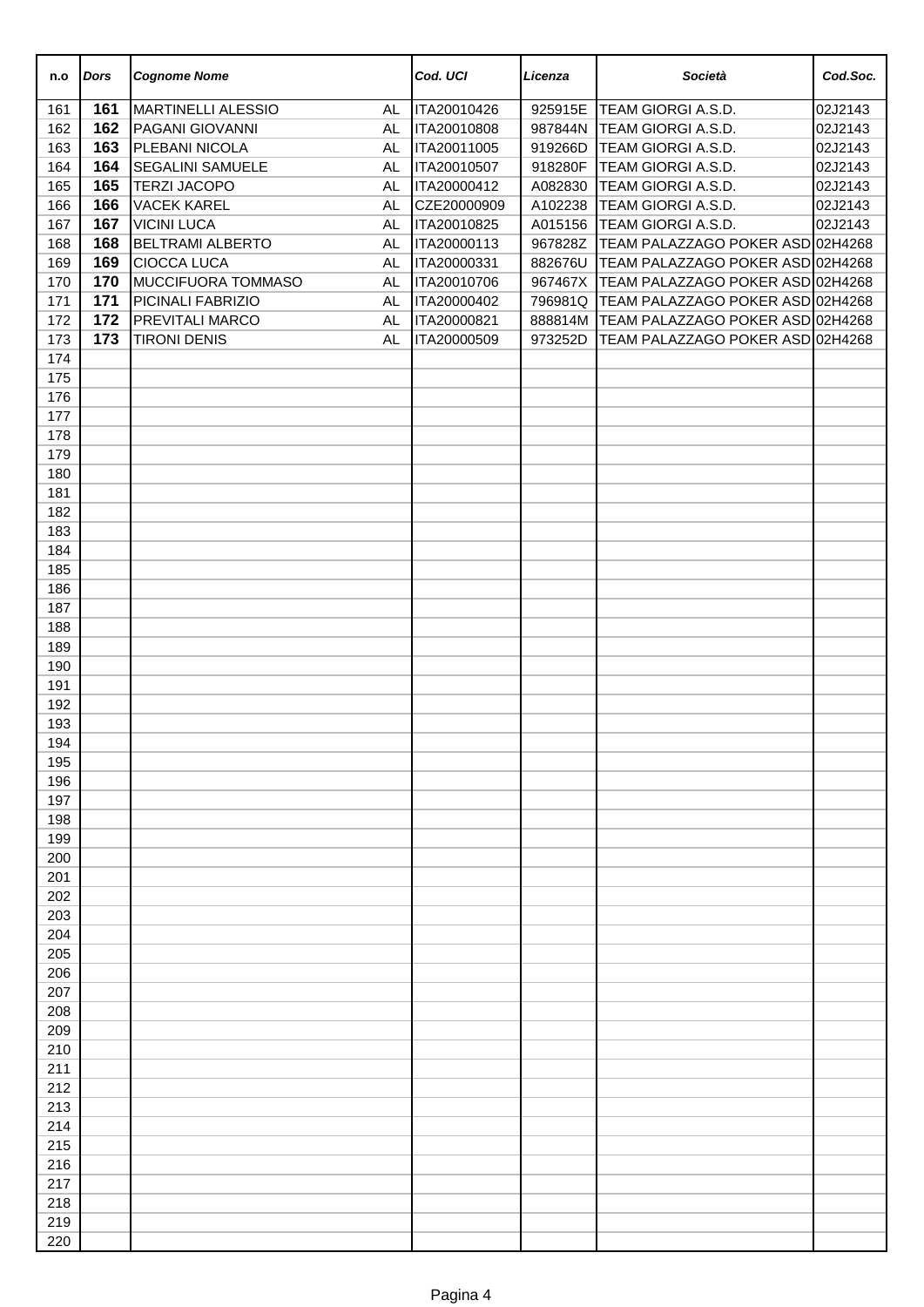| n.o | Dors | Cognome Nome | | Cod. UCI | Licenza | Società | Cod.Soc. |
|---|---|---|---|---|---|---|---|
| 161 | **161** | MARTINELLI ALESSIO | AL | ITA20010426 | 925915E | TEAM GIORGI A.S.D. | 02J2143 |
| 162 | **162** | PAGANI GIOVANNI | AL | ITA20010808 | 987844N | TEAM GIORGI A.S.D. | 02J2143 |
| 163 | **163** | PLEBANI NICOLA | AL | ITA20011005 | 919266D | TEAM GIORGI A.S.D. | 02J2143 |
| 164 | **164** | SEGALINI SAMUELE | AL | ITA20010507 | 918280F | TEAM GIORGI A.S.D. | 02J2143 |
| 165 | **165** | TERZI JACOPO | AL | ITA20000412 | A082830 | TEAM GIORGI A.S.D. | 02J2143 |
| 166 | **166** | VACEK KAREL | AL | CZE20000909 | A102238 | TEAM GIORGI A.S.D. | 02J2143 |
| 167 | **167** | VICINI LUCA | AL | ITA20010825 | A015156 | TEAM GIORGI A.S.D. | 02J2143 |
| 168 | **168** | BELTRAMI ALBERTO | AL | ITA20000113 | 967828Z | TEAM PALAZZAGO POKER ASD | 02H4268 |
| 169 | **169** | CIOCCA LUCA | AL | ITA20000331 | 882676U | TEAM PALAZZAGO POKER ASD | 02H4268 |
| 170 | **170** | MUCCIFUORA TOMMASO | AL | ITA20010706 | 967467X | TEAM PALAZZAGO POKER ASD | 02H4268 |
| 171 | **171** | PICINALI FABRIZIO | AL | ITA20000402 | 796981Q | TEAM PALAZZAGO POKER ASD | 02H4268 |
| 172 | **172** | PREVITALI MARCO | AL | ITA20000821 | 888814M | TEAM PALAZZAGO POKER ASD | 02H4268 |
| 173 | **173** | TIRONI DENIS | AL | ITA20000509 | 973252D | TEAM PALAZZAGO POKER ASD | 02H4268 |
| 174 | | | | | | | |
| 175 | | | | | | | |
| 176 | | | | | | | |
| 177 | | | | | | | |
| 178 | | | | | | | |
| 179 | | | | | | | |
| 180 | | | | | | | |
| 181 | | | | | | | |
| 182 | | | | | | | |
| 183 | | | | | | | |
| 184 | | | | | | | |
| 185 | | | | | | | |
| 186 | | | | | | | |
| 187 | | | | | | | |
| 188 | | | | | | | |
| 189 | | | | | | | |
| 190 | | | | | | | |
| 191 | | | | | | | |
| 192 | | | | | | | |
| 193 | | | | | | | |
| 194 | | | | | | | |
| 195 | | | | | | | |
| 196 | | | | | | | |
| 197 | | | | | | | |
| 198 | | | | | | | |
| 199 | | | | | | | |
| 200 | | | | | | | |
| 201 | | | | | | | |
| 202 | | | | | | | |
| 203 | | | | | | | |
| 204 | | | | | | | |
| 205 | | | | | | | |
| 206 | | | | | | | |
| 207 | | | | | | | |
| 208 | | | | | | | |
| 209 | | | | | | | |
| 210 | | | | | | | |
| 211 | | | | | | | |
| 212 | | | | | | | |
| 213 | | | | | | | |
| 214 | | | | | | | |
| 215 | | | | | | | |
| 216 | | | | | | | |
| 217 | | | | | | | |
| 218 | | | | | | | |
| 219 | | | | | | | |
| 220 | | | | | | | |